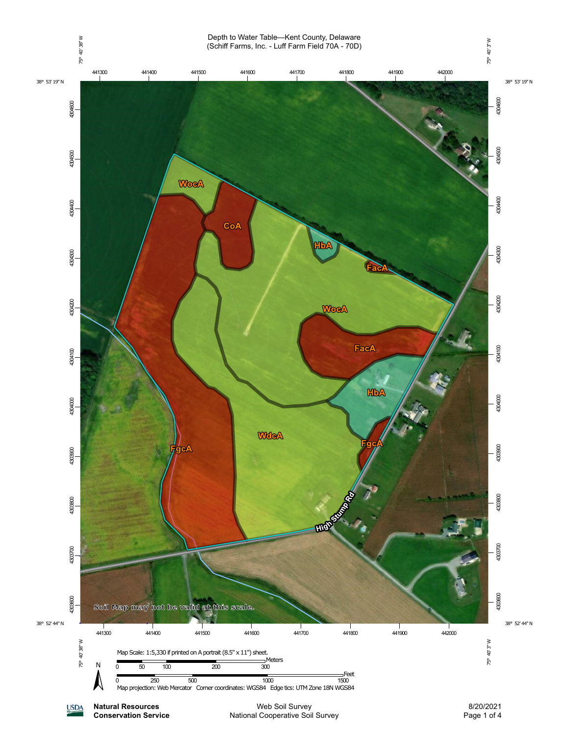# Depth to Water Table—Kent County, Delaware
(Schiff Farms, Inc. - Luff Farm Field 70A - 70D)

75° 40' 38" W | 75° 40' 3" W

38° 53' 19" N | 38° 52' 44" N

441300 441400 441500 441600 441700 441800 441900 442000

4304600 4304500 4304400 4304300 4304200 4304100 4304000 4303900 4303800 4303700 4303600

WocA, CoA, HbA, FacA, WocA, FacA, HbA, FgcA, WdcA, FgcA

High Stump Rd

Soil Map may not be valid at this scale.

Map Scale: 1:5,330 if printed on A portrait (8.5" x 11") sheet.

Meters: 0 50 100 200 300

Feet: 0 250 500 1000 1500

Map projection: Web Mercator Corner coordinates: WGS84 Edge tics: UTM Zone 18N WGS84

**Natural Resources Conservation Service**

Web Soil Survey
National Cooperative Soil Survey

8/20/2021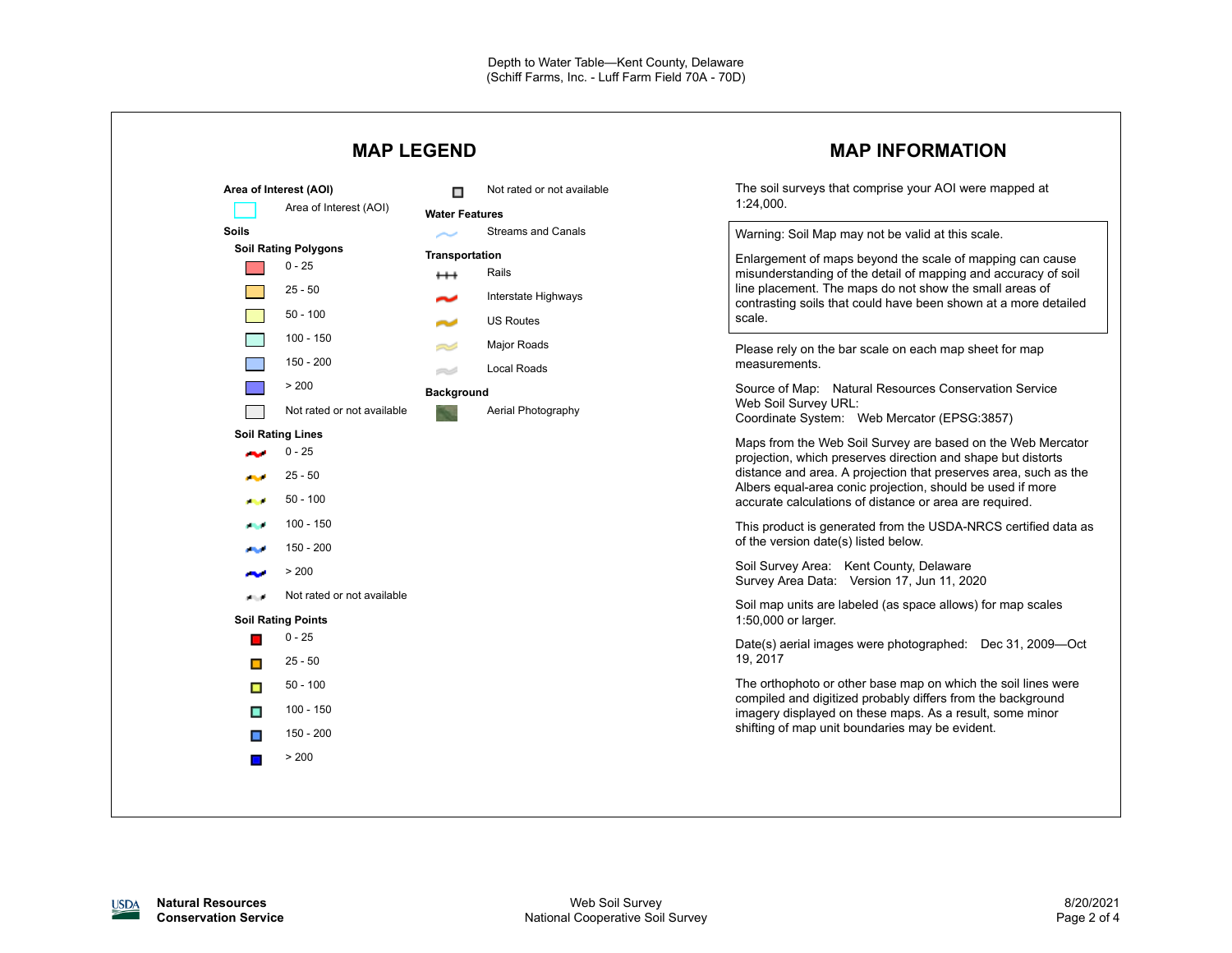Depth to Water Table—Kent County, Delaware
(Schiff Farms, Inc. - Luff Farm Field 70A - 70D)

## MAP LEGEND

**Area of Interest (AOI)**

- Area of Interest (AOI)

**Soils**

**Soil Rating Polygons**

- 0 - 25
- 25 - 50
- 50 - 100
- 100 - 150
- 150 - 200
- > 200
- Not rated or not available

**Soil Rating Lines**

- 0 - 25
- 25 - 50
- 50 - 100
- 100 - 150
- 150 - 200
- > 200
- Not rated or not available

**Soil Rating Points**

- 0 - 25
- 25 - 50
- 50 - 100
- 100 - 150
- 150 - 200
- > 200
- Not rated or not available

**Water Features**

- Streams and Canals

**Transportation**

- Rails
- Interstate Highways
- US Routes
- Major Roads
- Local Roads

**Background**

- Aerial Photography

## MAP INFORMATION

The soil surveys that comprise your AOI were mapped at 1:24,000.

Warning: Soil Map may not be valid at this scale.

Enlargement of maps beyond the scale of mapping can cause misunderstanding of the detail of mapping and accuracy of soil line placement. The maps do not show the small areas of contrasting soils that could have been shown at a more detailed scale.

Please rely on the bar scale on each map sheet for map measurements.

Source of Map: Natural Resources Conservation Service
Web Soil Survey URL:
Coordinate System: Web Mercator (EPSG:3857)

Maps from the Web Soil Survey are based on the Web Mercator projection, which preserves direction and shape but distorts distance and area. A projection that preserves area, such as the Albers equal-area conic projection, should be used if more accurate calculations of distance or area are required.

This product is generated from the USDA-NRCS certified data as of the version date(s) listed below.

Soil Survey Area: Kent County, Delaware
Survey Area Data: Version 17, Jun 11, 2020

Soil map units are labeled (as space allows) for map scales 1:50,000 or larger.

Date(s) aerial images were photographed: Dec 31, 2009—Oct 19, 2017

The orthophoto or other base map on which the soil lines were compiled and digitized probably differs from the background imagery displayed on these maps. As a result, some minor shifting of map unit boundaries may be evident.

Natural Resources Conservation Service
Web Soil Survey
National Cooperative Soil Survey
8/20/2021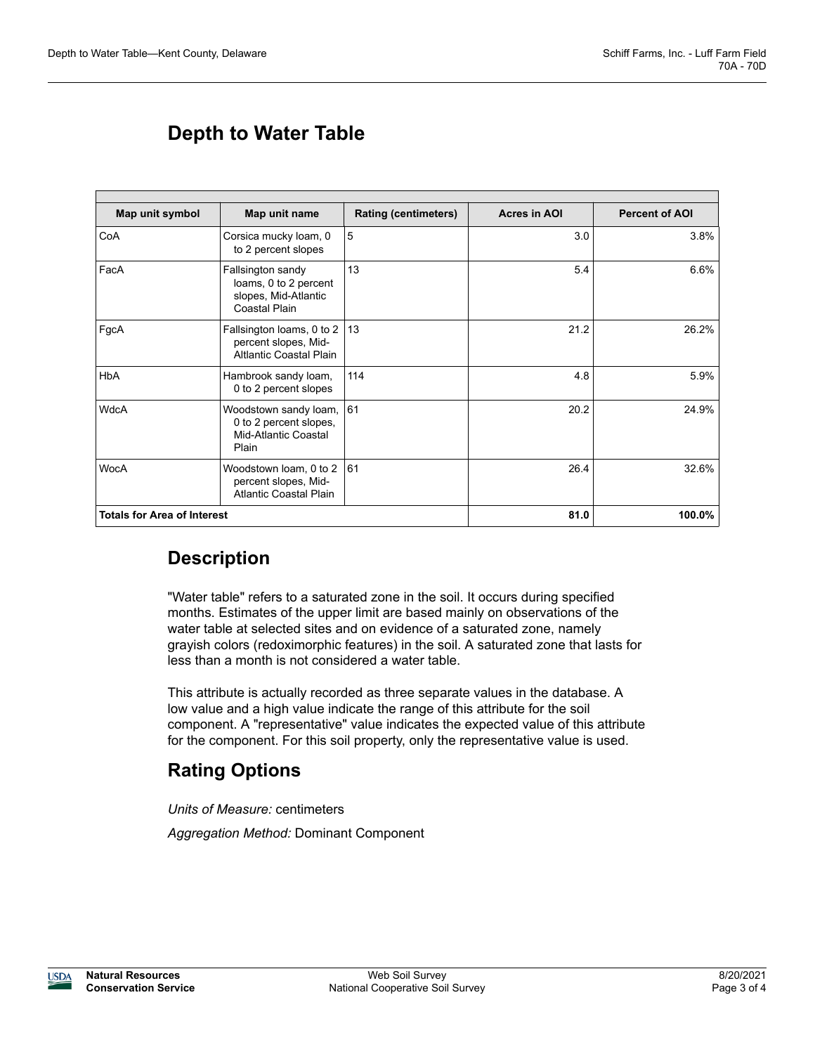# Depth to Water Table

| Map unit symbol | Map unit name | Rating (centimeters) | Acres in AOI | Percent of AOI |
|---|---|---|---|---|
| CoA | Corsica mucky loam, 0 to 2 percent slopes | 5 | 3.0 | 3.8% |
| FacA | Fallsington sandy loams, 0 to 2 percent slopes, Mid-Atlantic Coastal Plain | 13 | 5.4 | 6.6% |
| FgcA | Fallsington loams, 0 to 2 percent slopes, Mid-Altlantic Coastal Plain | 13 | 21.2 | 26.2% |
| HbA | Hambrook sandy loam, 0 to 2 percent slopes | 114 | 4.8 | 5.9% |
| WdcA | Woodstown sandy loam, 0 to 2 percent slopes, Mid-Atlantic Coastal Plain | 61 | 20.2 | 24.9% |
| WocA | Woodstown loam, 0 to 2 percent slopes, Mid-Atlantic Coastal Plain | 61 | 26.4 | 32.6% |
| **Totals for Area of Interest** | | | **81.0** | **100.0%** |

## Description

"Water table" refers to a saturated zone in the soil. It occurs during specified months. Estimates of the upper limit are based mainly on observations of the water table at selected sites and on evidence of a saturated zone, namely grayish colors (redoximorphic features) in the soil. A saturated zone that lasts for less than a month is not considered a water table.

This attribute is actually recorded as three separate values in the database. A low value and a high value indicate the range of this attribute for the soil component. A "representative" value indicates the expected value of this attribute for the component. For this soil property, only the representative value is used.

## Rating Options

*Units of Measure:* centimeters

*Aggregation Method:* Dominant Component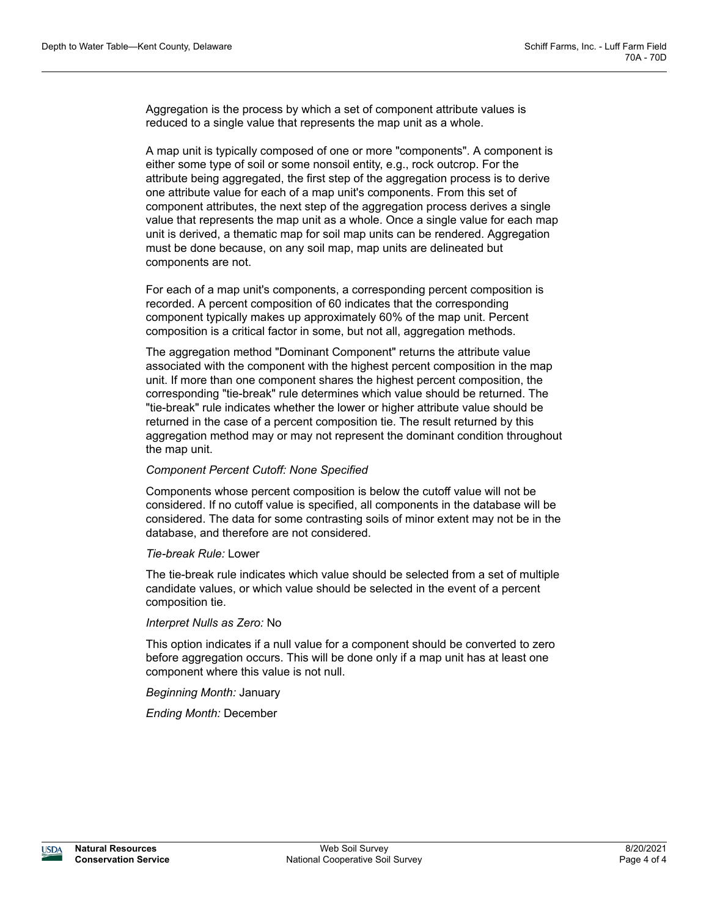Aggregation is the process by which a set of component attribute values is reduced to a single value that represents the map unit as a whole.

A map unit is typically composed of one or more "components". A component is either some type of soil or some nonsoil entity, e.g., rock outcrop. For the attribute being aggregated, the first step of the aggregation process is to derive one attribute value for each of a map unit's components. From this set of component attributes, the next step of the aggregation process derives a single value that represents the map unit as a whole. Once a single value for each map unit is derived, a thematic map for soil map units can be rendered. Aggregation must be done because, on any soil map, map units are delineated but components are not.

For each of a map unit's components, a corresponding percent composition is recorded. A percent composition of 60 indicates that the corresponding component typically makes up approximately 60% of the map unit. Percent composition is a critical factor in some, but not all, aggregation methods.

The aggregation method "Dominant Component" returns the attribute value associated with the component with the highest percent composition in the map unit. If more than one component shares the highest percent composition, the corresponding "tie-break" rule determines which value should be returned. The "tie-break" rule indicates whether the lower or higher attribute value should be returned in the case of a percent composition tie. The result returned by this aggregation method may or may not represent the dominant condition throughout the map unit.

*Component Percent Cutoff: None Specified*

Components whose percent composition is below the cutoff value will not be considered. If no cutoff value is specified, all components in the database will be considered. The data for some contrasting soils of minor extent may not be in the database, and therefore are not considered.

*Tie-break Rule:* Lower

The tie-break rule indicates which value should be selected from a set of multiple candidate values, or which value should be selected in the event of a percent composition tie.

*Interpret Nulls as Zero:* No

This option indicates if a null value for a component should be converted to zero before aggregation occurs. This will be done only if a map unit has at least one component where this value is not null.

*Beginning Month:* January

*Ending Month:* December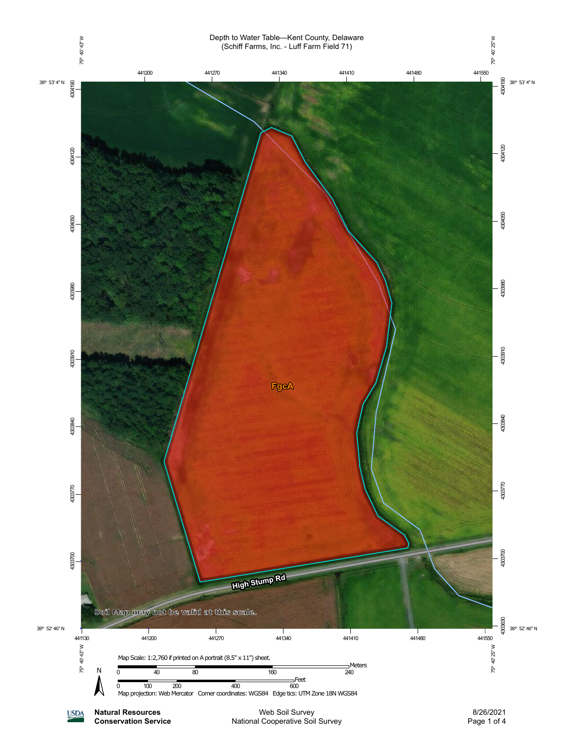# Depth to Water Table—Kent County, Delaware
(Schiff Farms, Inc. - Luff Farm Field 71)

75° 40' 43" W

75° 40' 25" W

38° 53' 4" N

38° 52' 46" N

441200 441270 441340 441410 441480 441550

441130 441200 441270 441340 441410 441480 441550

4304190 4304120 4304050 4303980 4303910 4303840 4303770 4303700 4303630

FgcA

High Stump Rd

Soil Map may not be valid at this scale.

Map Scale: 1:2,760 if printed on A portrait (8.5" x 11") sheet.

Meters: 0 40 80 160 240

Feet: 0 100 200 400 600

N

Map projection: Web Mercator Corner coordinates: WGS84 Edge tics: UTM Zone 18N WGS84

USDA **Natural Resources Conservation Service**

Web Soil Survey
National Cooperative Soil Survey

8/26/2021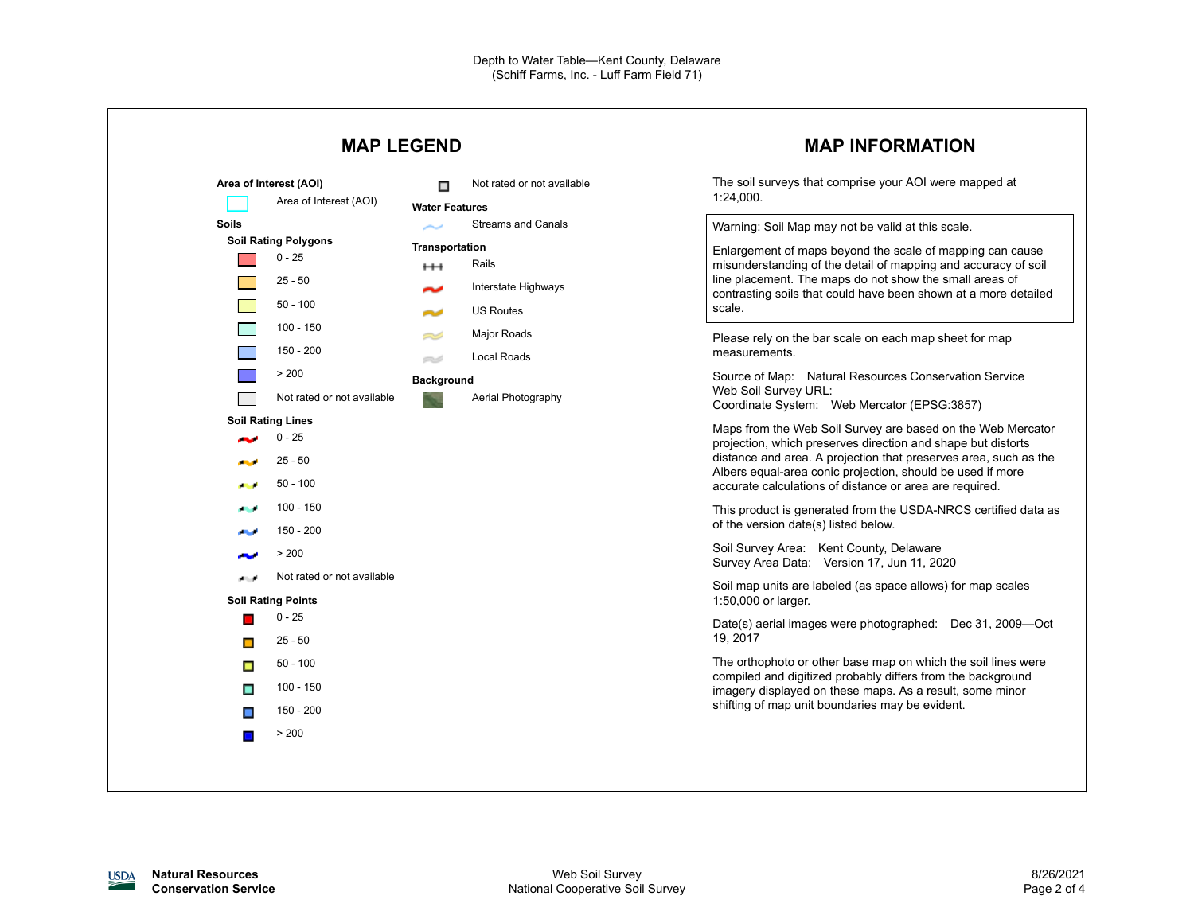Depth to Water Table—Kent County, Delaware
(Schiff Farms, Inc. - Luff Farm Field 71)

## MAP LEGEND

**Area of Interest (AOI)**

- Area of Interest (AOI)

**Soils**

**Soil Rating Polygons**

- 0 - 25
- 25 - 50
- 50 - 100
- 100 - 150
- 150 - 200
- > 200
- Not rated or not available

**Soil Rating Lines**

- 0 - 25
- 25 - 50
- 50 - 100
- 100 - 150
- 150 - 200
- > 200
- Not rated or not available

**Soil Rating Points**

- 0 - 25
- 25 - 50
- 50 - 100
- 100 - 150
- 150 - 200
- > 200
- Not rated or not available

**Water Features**

- Streams and Canals

**Transportation**

- Rails
- Interstate Highways
- US Routes
- Major Roads
- Local Roads

**Background**

- Aerial Photography

## MAP INFORMATION

The soil surveys that comprise your AOI were mapped at 1:24,000.

Warning: Soil Map may not be valid at this scale.

Enlargement of maps beyond the scale of mapping can cause misunderstanding of the detail of mapping and accuracy of soil line placement. The maps do not show the small areas of contrasting soils that could have been shown at a more detailed scale.

Please rely on the bar scale on each map sheet for map measurements.

Source of Map: Natural Resources Conservation Service
Web Soil Survey URL:
Coordinate System: Web Mercator (EPSG:3857)

Maps from the Web Soil Survey are based on the Web Mercator projection, which preserves direction and shape but distorts distance and area. A projection that preserves area, such as the Albers equal-area conic projection, should be used if more accurate calculations of distance or area are required.

This product is generated from the USDA-NRCS certified data as of the version date(s) listed below.

Soil Survey Area: Kent County, Delaware
Survey Area Data: Version 17, Jun 11, 2020

Soil map units are labeled (as space allows) for map scales 1:50,000 or larger.

Date(s) aerial images were photographed: Dec 31, 2009—Oct 19, 2017

The orthophoto or other base map on which the soil lines were compiled and digitized probably differs from the background imagery displayed on these maps. As a result, some minor shifting of map unit boundaries may be evident.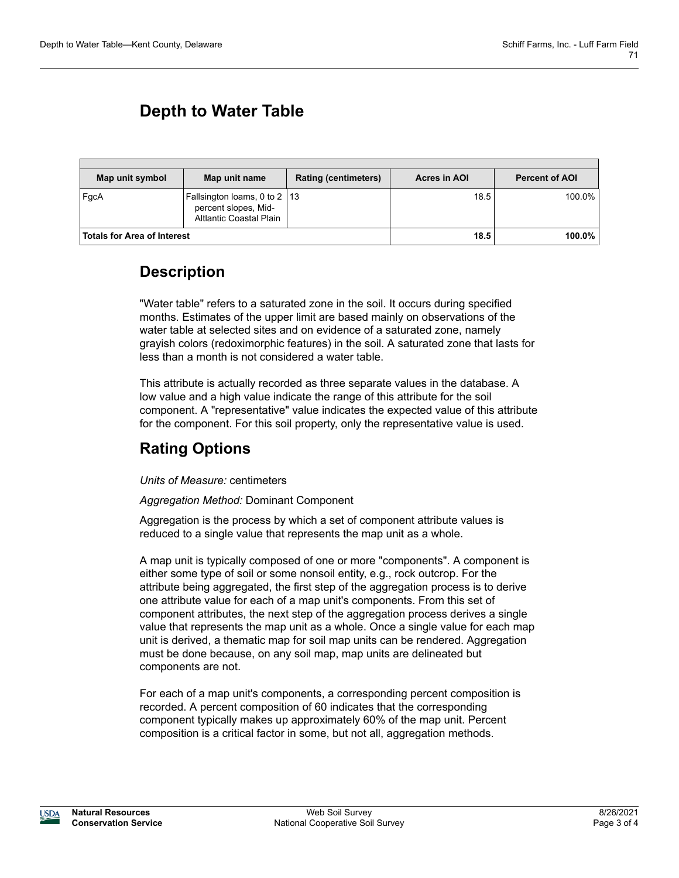# Depth to Water Table

| Map unit symbol | Map unit name | Rating (centimeters) | Acres in AOI | Percent of AOI |
|---|---|---|---|---|
| FgcA | Fallsington loams, 0 to 2 percent slopes, Mid-Altlantic Coastal Plain | 13 | 18.5 | 100.0% |
| **Totals for Area of Interest** | | | **18.5** | **100.0%** |

## Description

"Water table" refers to a saturated zone in the soil. It occurs during specified months. Estimates of the upper limit are based mainly on observations of the water table at selected sites and on evidence of a saturated zone, namely grayish colors (redoximorphic features) in the soil. A saturated zone that lasts for less than a month is not considered a water table.

This attribute is actually recorded as three separate values in the database. A low value and a high value indicate the range of this attribute for the soil component. A "representative" value indicates the expected value of this attribute for the component. For this soil property, only the representative value is used.

## Rating Options

*Units of Measure:* centimeters

*Aggregation Method:* Dominant Component

Aggregation is the process by which a set of component attribute values is reduced to a single value that represents the map unit as a whole.

A map unit is typically composed of one or more "components". A component is either some type of soil or some nonsoil entity, e.g., rock outcrop. For the attribute being aggregated, the first step of the aggregation process is to derive one attribute value for each of a map unit's components. From this set of component attributes, the next step of the aggregation process derives a single value that represents the map unit as a whole. Once a single value for each map unit is derived, a thematic map for soil map units can be rendered. Aggregation must be done because, on any soil map, map units are delineated but components are not.

For each of a map unit's components, a corresponding percent composition is recorded. A percent composition of 60 indicates that the corresponding component typically makes up approximately 60% of the map unit. Percent composition is a critical factor in some, but not all, aggregation methods.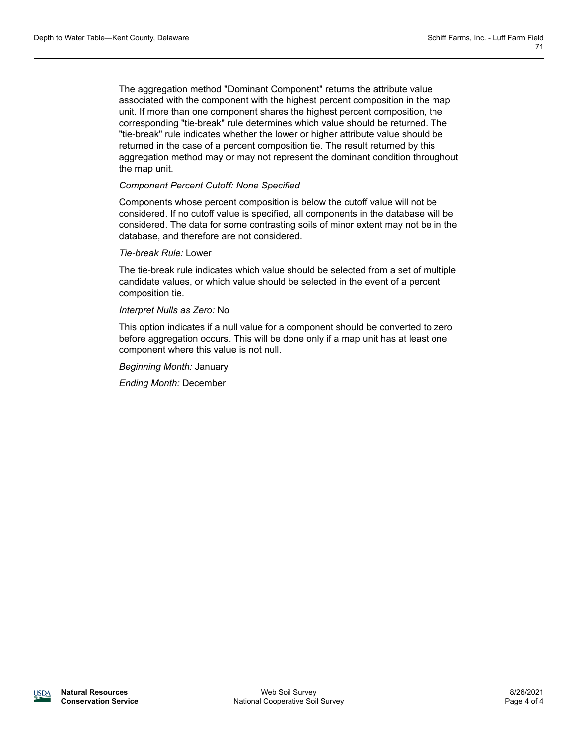The aggregation method "Dominant Component" returns the attribute value associated with the component with the highest percent composition in the map unit. If more than one component shares the highest percent composition, the corresponding "tie-break" rule determines which value should be returned. The "tie-break" rule indicates whether the lower or higher attribute value should be returned in the case of a percent composition tie. The result returned by this aggregation method may or may not represent the dominant condition throughout the map unit.

*Component Percent Cutoff: None Specified*

Components whose percent composition is below the cutoff value will not be considered. If no cutoff value is specified, all components in the database will be considered. The data for some contrasting soils of minor extent may not be in the database, and therefore are not considered.

*Tie-break Rule:* Lower

The tie-break rule indicates which value should be selected from a set of multiple candidate values, or which value should be selected in the event of a percent composition tie.

*Interpret Nulls as Zero:* No

This option indicates if a null value for a component should be converted to zero before aggregation occurs. This will be done only if a map unit has at least one component where this value is not null.

*Beginning Month:* January

*Ending Month:* December